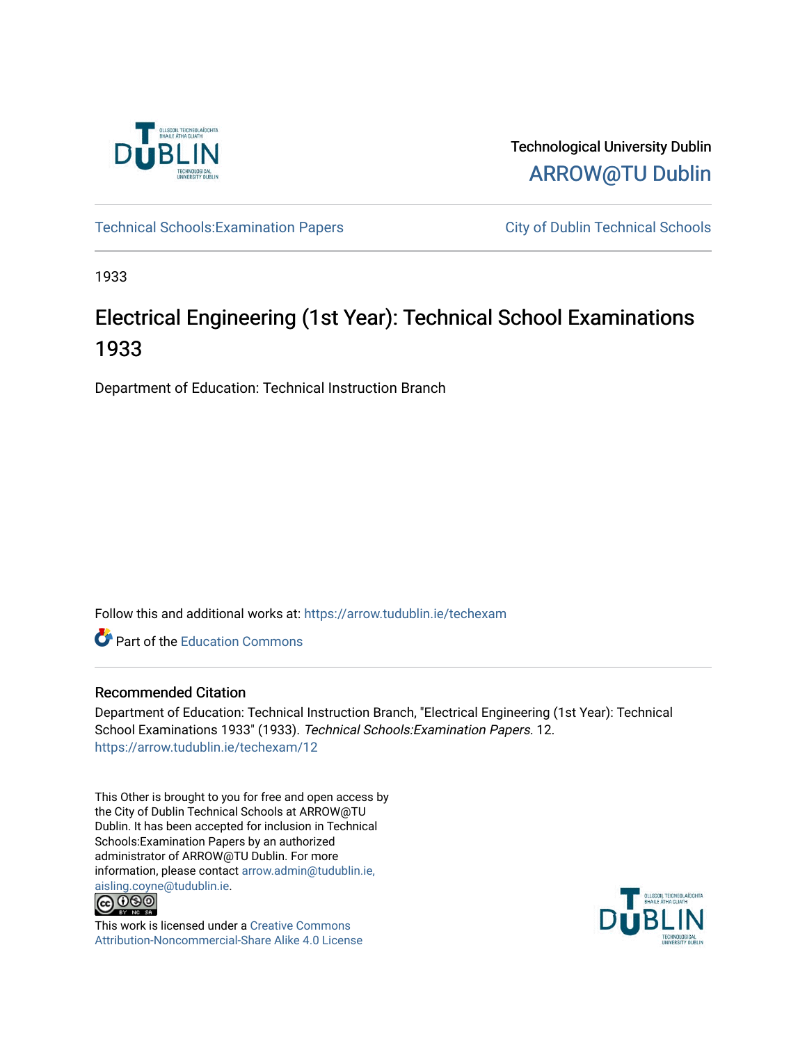Technological University Dublin

ARROW@TU Dublin

Technical Schools:Examination Papers

City of Dublin Technical Schools

1933

# Electrical Engineering (1st Year): Technical School Examinations 1933

Department of Education: Technical Instruction Branch

Follow this and additional works at: https://arrow.tudublin.ie/techexam

Part of the Education Commons

## Recommended Citation

Department of Education: Technical Instruction Branch, "Electrical Engineering (1st Year): Technical School Examinations 1933" (1933). *Technical Schools:Examination Papers*. 12.
https://arrow.tudublin.ie/techexam/12

This Other is brought to you for free and open access by the City of Dublin Technical Schools at ARROW@TU Dublin. It has been accepted for inclusion in Technical Schools:Examination Papers by an authorized administrator of ARROW@TU Dublin. For more information, please contact arrow.admin@tudublin.ie, aisling.coyne@tudublin.ie.

This work is licensed under a Creative Commons Attribution-Noncommercial-Share Alike 4.0 License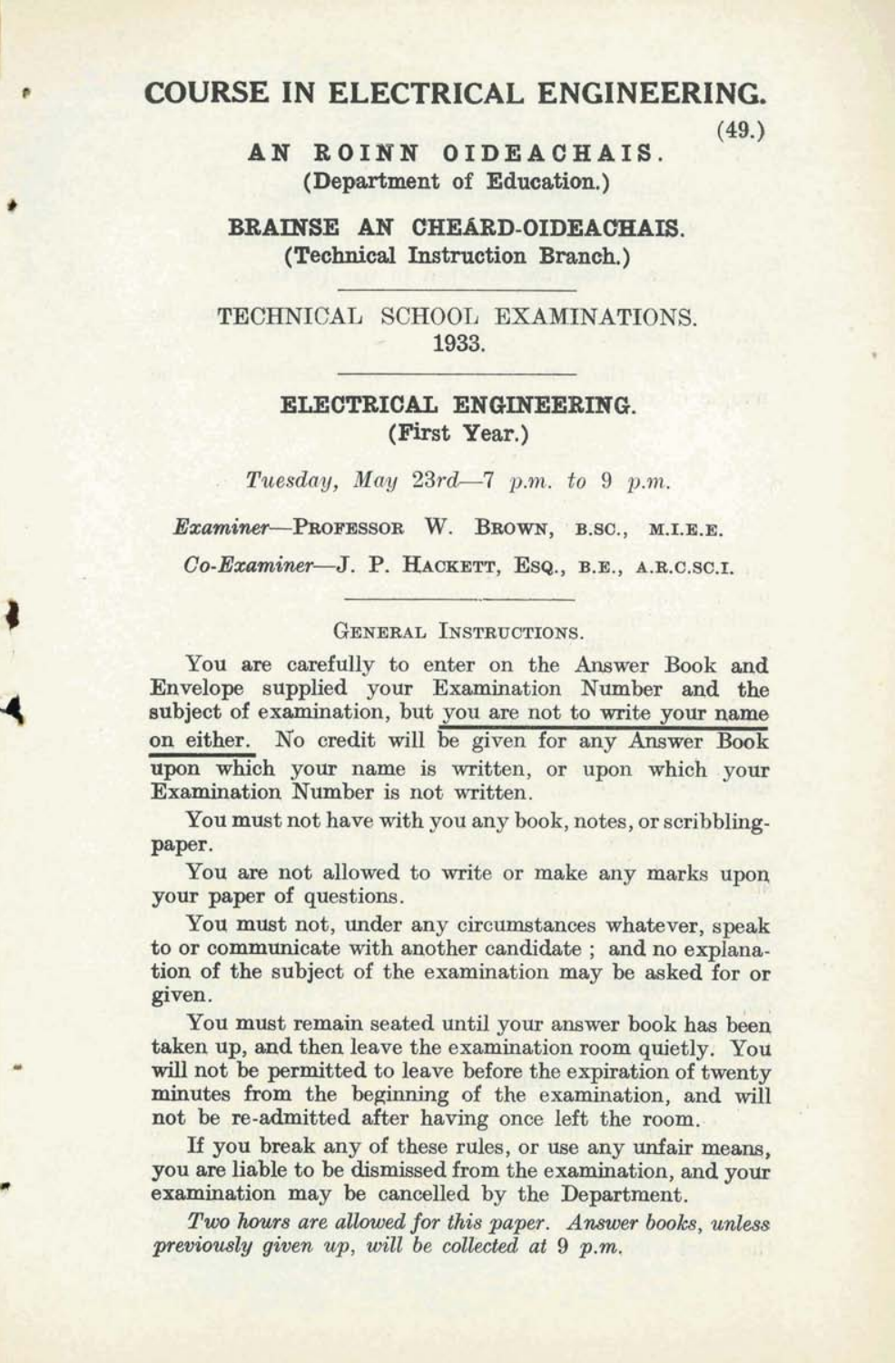# COURSE IN ELECTRICAL ENGINEERING.

(49.)

**AN ROINN OIDEACHAIS.**
**(Department of Education.)**

**BRAINSE AN CHEÁRD-OIDEACHAIS.**
**(Technical Instruction Branch.)**

---

TECHNICAL SCHOOL EXAMINATIONS.
1933.

---

## ELECTRICAL ENGINEERING.
**(First Year.)**

*Tuesday, May 23rd—7 p.m. to 9 p.m.*

*Examiner*—PROFESSOR W. BROWN, B.SC., M.I.E.E.

*Co-Examiner*—J. P. HACKETT, ESQ., B.E., A.R.C.SC.I.

---

GENERAL INSTRUCTIONS.

You are carefully to enter on the Answer Book and Envelope supplied your Examination Number and the subject of examination, but you are not to write your name on either. No credit will be given for any Answer Book upon which your name is written, or upon which your Examination Number is not written.

You must not have with you any book, notes, or scribbling-paper.

You are not allowed to write or make any marks upon your paper of questions.

You must not, under any circumstances whatever, speak to or communicate with another candidate ; and no explanation of the subject of the examination may be asked for or given.

You must remain seated until your answer book has been taken up, and then leave the examination room quietly. You will not be permitted to leave before the expiration of twenty minutes from the beginning of the examination, and will not be re-admitted after having once left the room.

If you break any of these rules, or use any unfair means, you are liable to be dismissed from the examination, and your examination may be cancelled by the Department.

*Two hours are allowed for this paper. Answer books, unless previously given up, will be collected at 9 p.m.*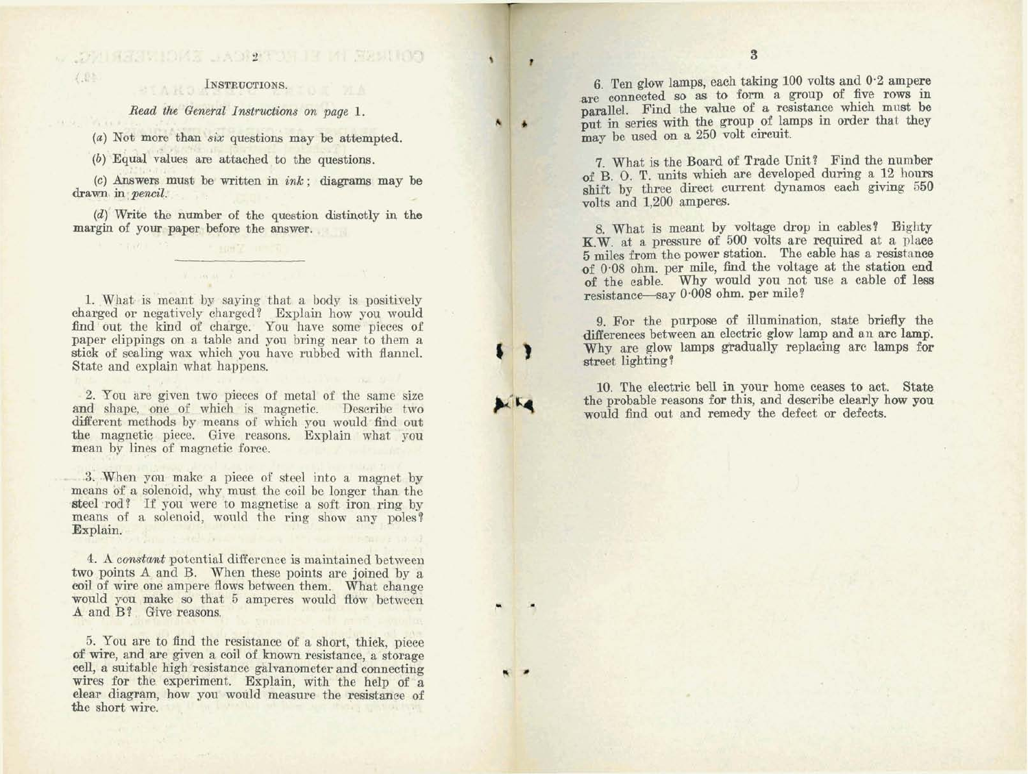### Instructions.

*Read the General Instructions on page* 1.

(*a*) Not more than *six* questions may be attempted.

(*b*) Equal values are attached to the questions.

(*c*) Answers must be written in *ink*; diagrams may be drawn in *pencil*.

(*d*) Write the number of the question distinctly in the margin of your paper before the answer.

---

1. What is meant by saying that a body is positively charged or negatively charged? Explain how you would find out the kind of charge. You have some pieces of paper clippings on a table and you bring near to them a stick of sealing wax which you have rubbed with flannel. State and explain what happens.

2. You are given two pieces of metal of the same size and shape, one of which is magnetic. Describe two different methods by means of which you would find out the magnetic piece. Give reasons. Explain what you mean by lines of magnetic force.

3. When you make a piece of steel into a magnet by means of a solenoid, why must the coil be longer than the steel rod? If you were to magnetise a soft iron ring by means of a solenoid, would the ring show any poles? Explain.

4. A *constant* potential difference is maintained between two points A and B. When these points are joined by a coil of wire one ampere flows between them. What change would you make so that 5 amperes would flow between A and B? Give reasons.

5. You are to find the resistance of a short, thick, piece of wire, and are given a coil of known resistance, a storage cell, a suitable high resistance galvanometer and connecting wires for the experiment. Explain, with the help of a clear diagram, how you would measure the resistance of the short wire.

6. Ten glow lamps, each taking 100 volts and 0·2 ampere are connected so as to form a group of five rows in parallel. Find the value of a resistance which must be put in series with the group of lamps in order that they may be used on a 250 volt circuit.

7. What is the Board of Trade Unit? Find the number of B. O. T. units which are developed during a 12 hours shift by three direct current dynamos each giving 550 volts and 1,200 amperes.

8. What is meant by voltage drop in cables? Eighty K.W. at a pressure of 500 volts are required at a place 5 miles from the power station. The cable has a resistance of 0·08 ohm. per mile, find the voltage at the station end of the cable. Why would you not use a cable of less resistance—say 0·008 ohm. per mile?

9. For the purpose of illumination, state briefly the differences between an electric glow lamp and an arc lamp. Why are glow lamps gradually replacing arc lamps for street lighting?

10. The electric bell in your home ceases to act. State the probable reasons for this, and describe clearly how you would find out and remedy the defect or defects.